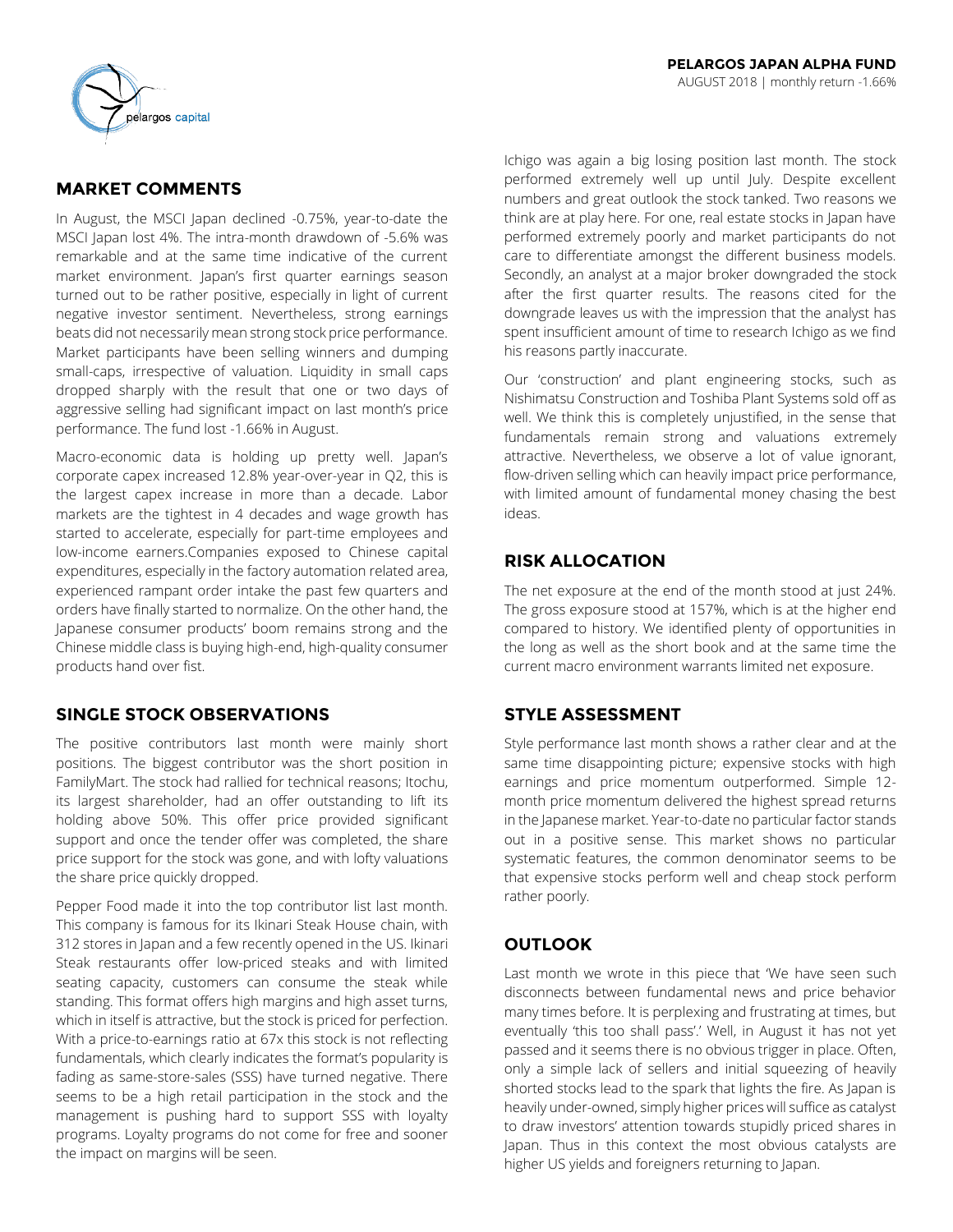# PELARGOS JAPAN ALPHA FUND

AUGUST 2018 | monthly return -1.66%

## MARKET COMMENTS

In August, the MSCI Japan declined -0.75%, year-to-date the MSCI Japan lost 4%. The intra-month drawdown of -5.6% was remarkable and at the same time indicative of the current market environment. Japan's first quarter earnings season turned out to be rather positive, especially in light of current negative investor sentiment. Nevertheless, strong earnings beats did not necessarily mean strong stock price performance. Market participants have been selling winners and dumping small-caps, irrespective of valuation. Liquidity in small caps dropped sharply with the result that one or two days of aggressive selling had significant impact on last month's price performance. The fund lost -1.66% in August.

Macro-economic data is holding up pretty well. Japan's corporate capex increased 12.8% year-over-year in Q2, this is the largest capex increase in more than a decade. Labor markets are the tightest in 4 decades and wage growth has started to accelerate, especially for part-time employees and low-income earners.Companies exposed to Chinese capital expenditures, especially in the factory automation related area, experienced rampant order intake the past few quarters and orders have finally started to normalize. On the other hand, the Japanese consumer products' boom remains strong and the Chinese middle class is buying high-end, high-quality consumer products hand over fist.

## SINGLE STOCK OBSERVATIONS

The positive contributors last month were mainly short positions. The biggest contributor was the short position in FamilyMart. The stock had rallied for technical reasons; Itochu, its largest shareholder, had an offer outstanding to lift its holding above 50%. This offer price provided significant support and once the tender offer was completed, the share price support for the stock was gone, and with lofty valuations the share price quickly dropped.

Pepper Food made it into the top contributor list last month. This company is famous for its Ikinari Steak House chain, with 312 stores in Japan and a few recently opened in the US. Ikinari Steak restaurants offer low-priced steaks and with limited seating capacity, customers can consume the steak while standing. This format offers high margins and high asset turns, which in itself is attractive, but the stock is priced for perfection. With a price-to-earnings ratio at 67x this stock is not reflecting fundamentals, which clearly indicates the format's popularity is fading as same-store-sales (SSS) have turned negative. There seems to be a high retail participation in the stock and the management is pushing hard to support SSS with loyalty programs. Loyalty programs do not come for free and sooner the impact on margins will be seen.

Ichigo was again a big losing position last month. The stock performed extremely well up until July. Despite excellent numbers and great outlook the stock tanked. Two reasons we think are at play here. For one, real estate stocks in Japan have performed extremely poorly and market participants do not care to differentiate amongst the different business models. Secondly, an analyst at a major broker downgraded the stock after the first quarter results. The reasons cited for the downgrade leaves us with the impression that the analyst has spent insufficient amount of time to research Ichigo as we find his reasons partly inaccurate.

Our 'construction' and plant engineering stocks, such as Nishimatsu Construction and Toshiba Plant Systems sold off as well. We think this is completely unjustified, in the sense that fundamentals remain strong and valuations extremely attractive. Nevertheless, we observe a lot of value ignorant, flow-driven selling which can heavily impact price performance, with limited amount of fundamental money chasing the best ideas.

## RISK ALLOCATION

The net exposure at the end of the month stood at just 24%. The gross exposure stood at 157%, which is at the higher end compared to history. We identified plenty of opportunities in the long as well as the short book and at the same time the current macro environment warrants limited net exposure.

## STYLE ASSESSMENT

Style performance last month shows a rather clear and at the same time disappointing picture; expensive stocks with high earnings and price momentum outperformed. Simple 12-month price momentum delivered the highest spread returns in the Japanese market. Year-to-date no particular factor stands out in a positive sense. This market shows no particular systematic features, the common denominator seems to be that expensive stocks perform well and cheap stock perform rather poorly.

## OUTLOOK

Last month we wrote in this piece that 'We have seen such disconnects between fundamental news and price behavior many times before. It is perplexing and frustrating at times, but eventually 'this too shall pass'.' Well, in August it has not yet passed and it seems there is no obvious trigger in place. Often, only a simple lack of sellers and initial squeezing of heavily shorted stocks lead to the spark that lights the fire. As Japan is heavily under-owned, simply higher prices will suffice as catalyst to draw investors' attention towards stupidly priced shares in Japan. Thus in this context the most obvious catalysts are higher US yields and foreigners returning to Japan.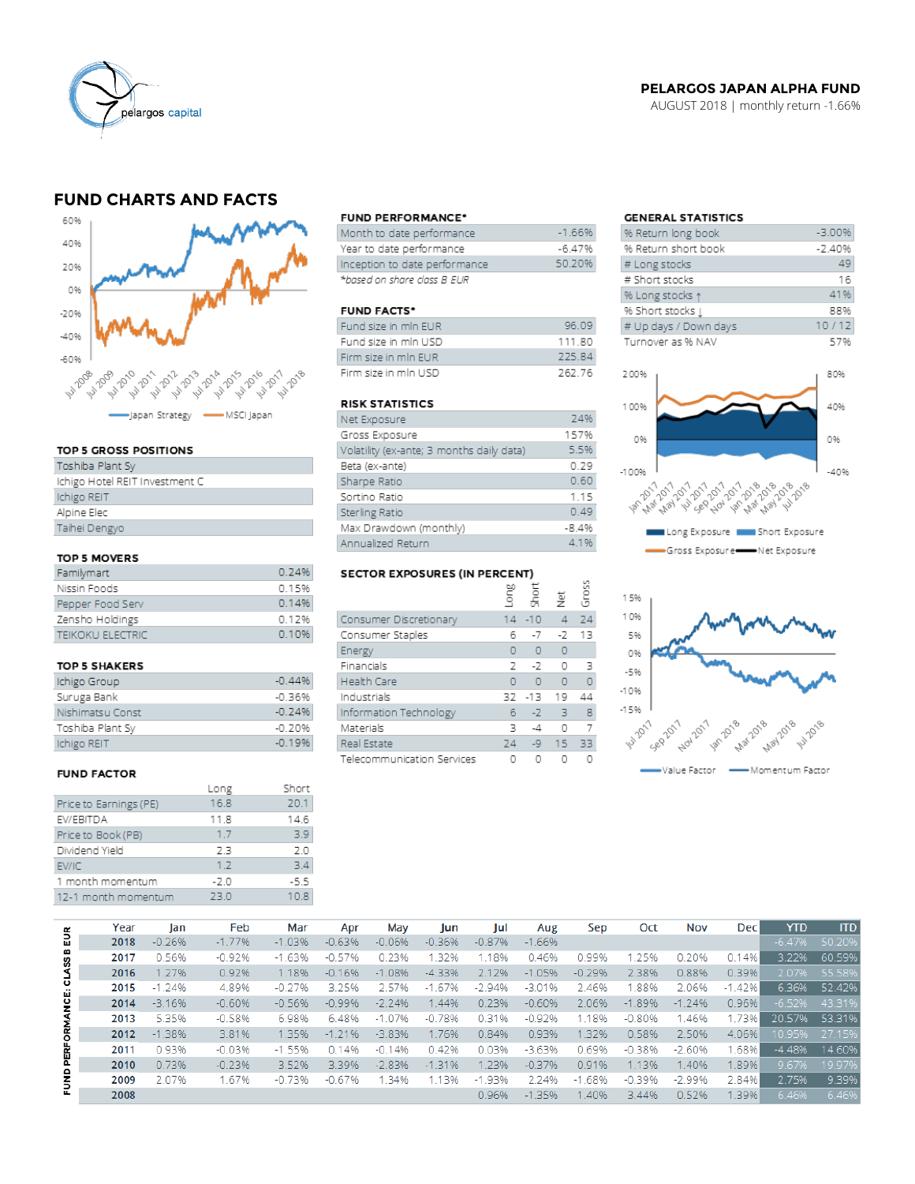**PELARGOS JAPAN ALPHA FUND**
AUGUST 2018 | monthly return -1.66%

## FUND CHARTS AND FACTS

### TOP 5 GROSS POSITIONS

| |
|---|
| Toshiba Plant Sy |
| Ichigo Hotel REIT Investment C |
| Ichigo REIT |
| Alpine Elec |
| Taihei Dengyo |

### TOP 5 MOVERS

| | |
|---|---|
| Familymart | 0.24% |
| Nissin Foods | 0.15% |
| Pepper Food Serv | 0.14% |
| Zensho Holdings | 0.12% |
| TEIKOKU ELECTRIC | 0.10% |

### TOP 5 SHAKERS

| | |
|---|---|
| Ichigo Group | -0.44% |
| Suruga Bank | -0.36% |
| Nishimatsu Const | -0.24% |
| Toshiba Plant Sy | -0.20% |
| Ichigo REIT | -0.19% |

### FUND FACTOR

| | Long | Short |
|---|---|---|
| Price to Earnings (PE) | 16.8 | 20.1 |
| EV/EBITDA | 11.8 | 14.6 |
| Price to Book (PB) | 1.7 | 3.9 |
| Dividend Yield | 2.3 | 2.0 |
| EV/IC | 1.2 | 3.4 |
| 1 month momentum | -2.0 | -5.5 |
| 12-1 month momentum | 23.0 | 10.8 |

### FUND PERFORMANCE*

| | |
|---|---|
| Month to date performance | -1.66% |
| Year to date performance | -6.47% |
| Inception to date performance | 50.20% |

*based on share class B EUR*

### FUND FACTS*

| | |
|---|---|
| Fund size in mln EUR | 96.09 |
| Fund size in mln USD | 111.80 |
| Firm size in mln EUR | 225.84 |
| Firm size in mln USD | 262.76 |

### RISK STATISTICS

| | |
|---|---|
| Net Exposure | 24% |
| Gross Exposure | 157% |
| Volatility (ex-ante; 3 months daily data) | 5.5% |
| Beta (ex-ante) | 0.29 |
| Sharpe Ratio | 0.60 |
| Sortino Ratio | 1.15 |
| Sterling Ratio | 0.49 |
| Max Drawdown (monthly) | -8.4% |
| Annualized Return | 4.1% |

### SECTOR EXPOSURES (IN PERCENT)

| | Long | Short | Net | Gross |
|---|---|---|---|---|
| Consumer Discretionary | 14 | -10 | 4 | 24 |
| Consumer Staples | 6 | -7 | -2 | 13 |
| Energy | 0 | 0 | 0 | |
| Financials | 2 | -2 | 0 | 3 |
| Health Care | 0 | 0 | 0 | 0 |
| Industrials | 32 | -13 | 19 | 44 |
| Information Technology | 6 | -2 | 3 | 8 |
| Materials | 3 | -4 | 0 | 7 |
| Real Estate | 24 | -9 | 15 | 33 |
| Telecommunication Services | 0 | 0 | 0 | 0 |

### GENERAL STATISTICS

| | |
|---|---|
| % Return long book | -3.00% |
| % Return short book | -2.40% |
| # Long stocks | 49 |
| # Short stocks | 16 |
| % Long stocks ↑ | 41% |
| % Short stocks ↓ | 88% |
| # Up days / Down days | 10 / 12 |
| Turnover as % NAV | 57% |

### FUND PERFORMANCE: CLASS B EUR

| Year | Jan | Feb | Mar | Apr | May | Jun | Jul | Aug | Sep | Oct | Nov | Dec | YTD | ITD |
|---|---|---|---|---|---|---|---|---|---|---|---|---|---|---|
| 2018 | -0.26% | -1.77% | -1.03% | -0.63% | -0.06% | -0.36% | -0.87% | -1.66% | | | | | -6.47% | 50.20% |
| 2017 | 0.56% | -0.92% | -1.63% | -0.57% | 0.23% | 1.32% | 1.18% | 0.46% | 0.99% | 1.25% | 0.20% | 0.14% | 3.22% | 60.59% |
| 2016 | 1.27% | 0.92% | 1.18% | -0.16% | -1.08% | -4.33% | 2.12% | -1.05% | -0.29% | 2.38% | 0.88% | 0.39% | 2.07% | 55.58% |
| 2015 | -1.24% | 4.89% | -0.27% | 3.25% | 2.57% | -1.67% | -2.94% | -3.01% | 2.46% | 1.88% | 2.06% | -1.42% | 6.36% | 52.42% |
| 2014 | -3.16% | -0.60% | -0.56% | -0.99% | -2.24% | 1.44% | 0.23% | -0.60% | 2.06% | -1.89% | -1.24% | 0.96% | -6.52% | 43.31% |
| 2013 | 5.35% | -0.58% | 6.98% | 6.48% | -1.07% | -0.78% | 0.31% | -0.92% | 1.18% | -0.80% | 1.46% | 1.73% | 20.57% | 53.31% |
| 2012 | -1.38% | 3.81% | 1.35% | -1.21% | -3.83% | 1.76% | 0.84% | 0.93% | 1.32% | 0.58% | 2.50% | 4.06% | 10.95% | 27.15% |
| 2011 | 0.93% | -0.03% | -1.55% | 0.14% | -0.14% | 0.42% | 0.03% | -3.63% | 0.69% | -0.38% | -2.60% | 1.68% | -4.48% | 14.60% |
| 2010 | 0.73% | -0.23% | 3.52% | 3.39% | -2.83% | -1.31% | 1.23% | -0.37% | 0.91% | 1.13% | 1.40% | 1.89% | 9.67% | 19.97% |
| 2009 | 2.07% | 1.67% | -0.73% | -0.67% | 1.34% | 1.13% | -1.93% | 2.24% | -1.68% | -0.39% | -2.99% | 2.84% | 2.75% | 9.39% |
| 2008 | | | | | | | 0.96% | -1.35% | 1.40% | 3.44% | 0.52% | 1.39% | 6.46% | 6.46% |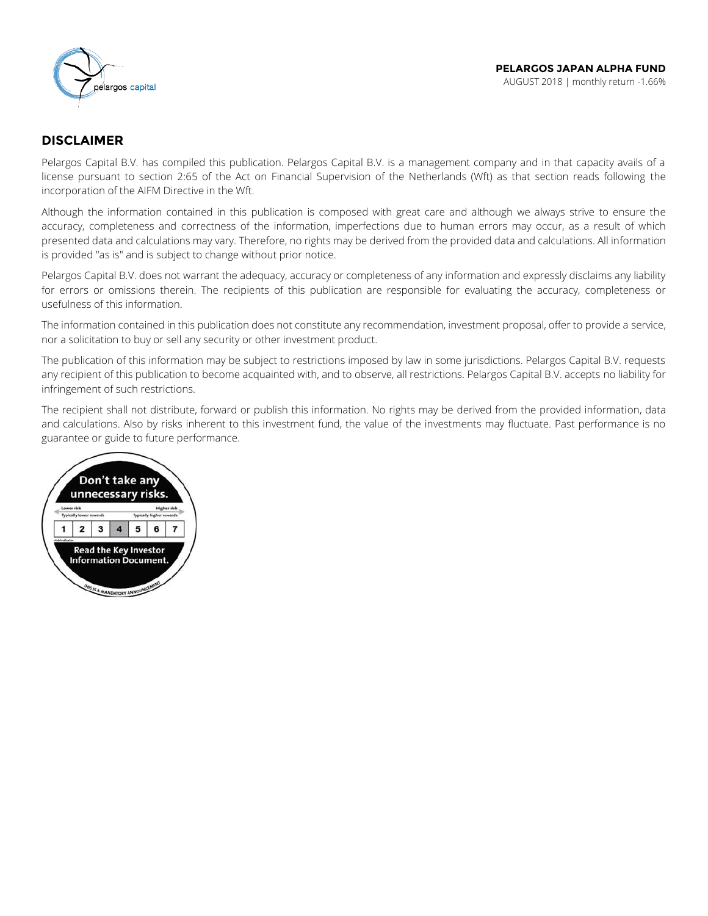## DISCLAIMER

Pelargos Capital B.V. has compiled this publication. Pelargos Capital B.V. is a management company and in that capacity avails of a license pursuant to section 2:65 of the Act on Financial Supervision of the Netherlands (Wft) as that section reads following the incorporation of the AIFM Directive in the Wft.

Although the information contained in this publication is composed with great care and although we always strive to ensure the accuracy, completeness and correctness of the information, imperfections due to human errors may occur, as a result of which presented data and calculations may vary. Therefore, no rights may be derived from the provided data and calculations. All information is provided "as is" and is subject to change without prior notice.

Pelargos Capital B.V. does not warrant the adequacy, accuracy or completeness of any information and expressly disclaims any liability for errors or omissions therein. The recipients of this publication are responsible for evaluating the accuracy, completeness or usefulness of this information.

The information contained in this publication does not constitute any recommendation, investment proposal, offer to provide a service, nor a solicitation to buy or sell any security or other investment product.

The publication of this information may be subject to restrictions imposed by law in some jurisdictions. Pelargos Capital B.V. requests any recipient of this publication to become acquainted with, and to observe, all restrictions. Pelargos Capital B.V. accepts no liability for infringement of such restrictions.

The recipient shall not distribute, forward or publish this information. No rights may be derived from the provided information, data and calculations. Also by risks inherent to this investment fund, the value of the investments may fluctuate. Past performance is no guarantee or guide to future performance.

Don't take any unnecessary risks.

Lower risk — Higher risk

Typically lower rewards — Typically higher rewards

1 2 3 4 5 6 7

risk indicator

Read the Key Investor Information Document.

THIS IS A MANDATORY ANNOUNCEMENT